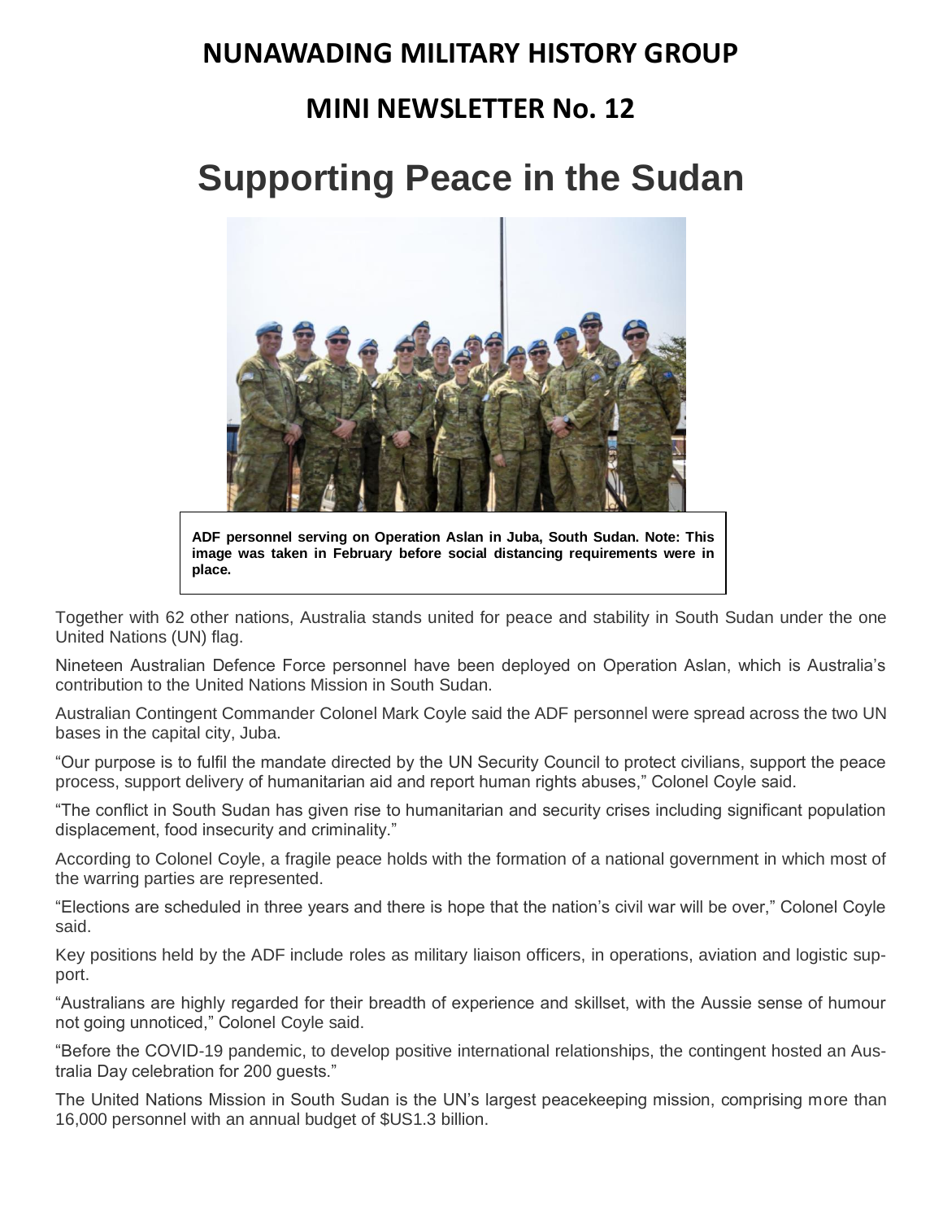# NUNAWADING MILITARY HISTORY GROUP

## MINI NEWSLETTER No. 12

# Supporting Peace in the Sudan

**ADF personnel serving on Operation Aslan in Juba, South Sudan. Note: This image was taken in February before social distancing requirements were in place.**

Together with 62 other nations, Australia stands united for peace and stability in South Sudan under the one United Nations (UN) flag.

Nineteen Australian Defence Force personnel have been deployed on Operation Aslan, which is Australia's contribution to the United Nations Mission in South Sudan.

Australian Contingent Commander Colonel Mark Coyle said the ADF personnel were spread across the two UN bases in the capital city, Juba.

"Our purpose is to fulfil the mandate directed by the UN Security Council to protect civilians, support the peace process, support delivery of humanitarian aid and report human rights abuses," Colonel Coyle said.

"The conflict in South Sudan has given rise to humanitarian and security crises including significant population displacement, food insecurity and criminality."

According to Colonel Coyle, a fragile peace holds with the formation of a national government in which most of the warring parties are represented.

"Elections are scheduled in three years and there is hope that the nation's civil war will be over," Colonel Coyle said.

Key positions held by the ADF include roles as military liaison officers, in operations, aviation and logistic support.

"Australians are highly regarded for their breadth of experience and skillset, with the Aussie sense of humour not going unnoticed," Colonel Coyle said.

"Before the COVID-19 pandemic, to develop positive international relationships, the contingent hosted an Australia Day celebration for 200 guests."

The United Nations Mission in South Sudan is the UN's largest peacekeeping mission, comprising more than 16,000 personnel with an annual budget of $US1.3 billion.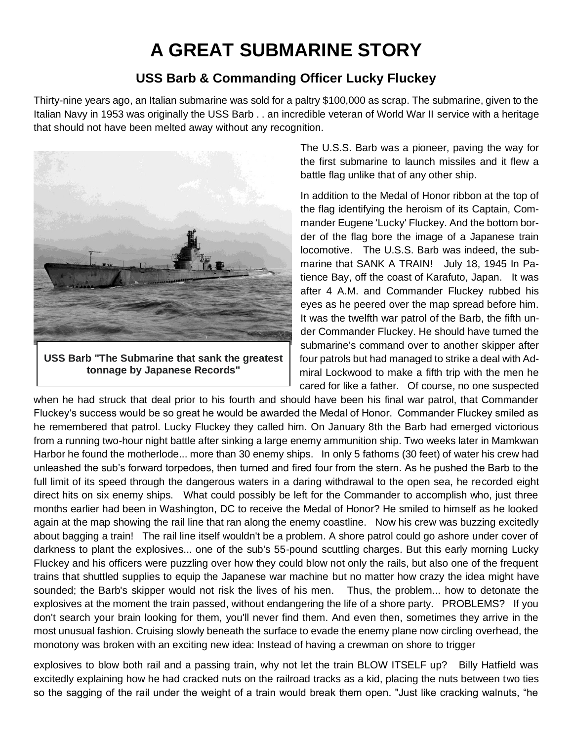# A GREAT SUBMARINE STORY

## USS Barb & Commanding Officer Lucky Fluckey

Thirty-nine years ago, an Italian submarine was sold for a paltry $100,000 as scrap. The submarine, given to the Italian Navy in 1953 was originally the USS Barb . . an incredible veteran of World War II service with a heritage that should not have been melted away without any recognition.

**USS Barb "The Submarine that sank the greatest tonnage by Japanese Records"**

The U.S.S. Barb was a pioneer, paving the way for the first submarine to launch missiles and it flew a battle flag unlike that of any other ship.

In addition to the Medal of Honor ribbon at the top of the flag identifying the heroism of its Captain, Commander Eugene 'Lucky' Fluckey. And the bottom border of the flag bore the image of a Japanese train locomotive. The U.S.S. Barb was indeed, the submarine that SANK A TRAIN! July 18, 1945 In Patience Bay, off the coast of Karafuto, Japan. It was after 4 A.M. and Commander Fluckey rubbed his eyes as he peered over the map spread before him. It was the twelfth war patrol of the Barb, the fifth under Commander Fluckey. He should have turned the submarine's command over to another skipper after four patrols but had managed to strike a deal with Admiral Lockwood to make a fifth trip with the men he cared for like a father. Of course, no one suspected when he had struck that deal prior to his fourth and should have been his final war patrol, that Commander Fluckey's success would be so great he would be awarded the Medal of Honor. Commander Fluckey smiled as he remembered that patrol. Lucky Fluckey they called him. On January 8th the Barb had emerged victorious from a running two-hour night battle after sinking a large enemy ammunition ship. Two weeks later in Mamkwan Harbor he found the motherlode... more than 30 enemy ships. In only 5 fathoms (30 feet) of water his crew had unleashed the sub's forward torpedoes, then turned and fired four from the stern. As he pushed the Barb to the full limit of its speed through the dangerous waters in a daring withdrawal to the open sea, he recorded eight direct hits on six enemy ships. What could possibly be left for the Commander to accomplish who, just three months earlier had been in Washington, DC to receive the Medal of Honor? He smiled to himself as he looked again at the map showing the rail line that ran along the enemy coastline. Now his crew was buzzing excitedly about bagging a train! The rail line itself wouldn't be a problem. A shore patrol could go ashore under cover of darkness to plant the explosives... one of the sub's 55-pound scuttling charges. But this early morning Lucky Fluckey and his officers were puzzling over how they could blow not only the rails, but also one of the frequent trains that shuttled supplies to equip the Japanese war machine but no matter how crazy the idea might have sounded; the Barb's skipper would not risk the lives of his men. Thus, the problem... how to detonate the explosives at the moment the train passed, without endangering the life of a shore party. PROBLEMS? If you don't search your brain looking for them, you'll never find them. And even then, sometimes they arrive in the most unusual fashion. Cruising slowly beneath the surface to evade the enemy plane now circling overhead, the monotony was broken with an exciting new idea: Instead of having a crewman on shore to trigger

explosives to blow both rail and a passing train, why not let the train BLOW ITSELF up? Billy Hatfield was excitedly explaining how he had cracked nuts on the railroad tracks as a kid, placing the nuts between two ties so the sagging of the rail under the weight of a train would break them open. "Just like cracking walnuts, "he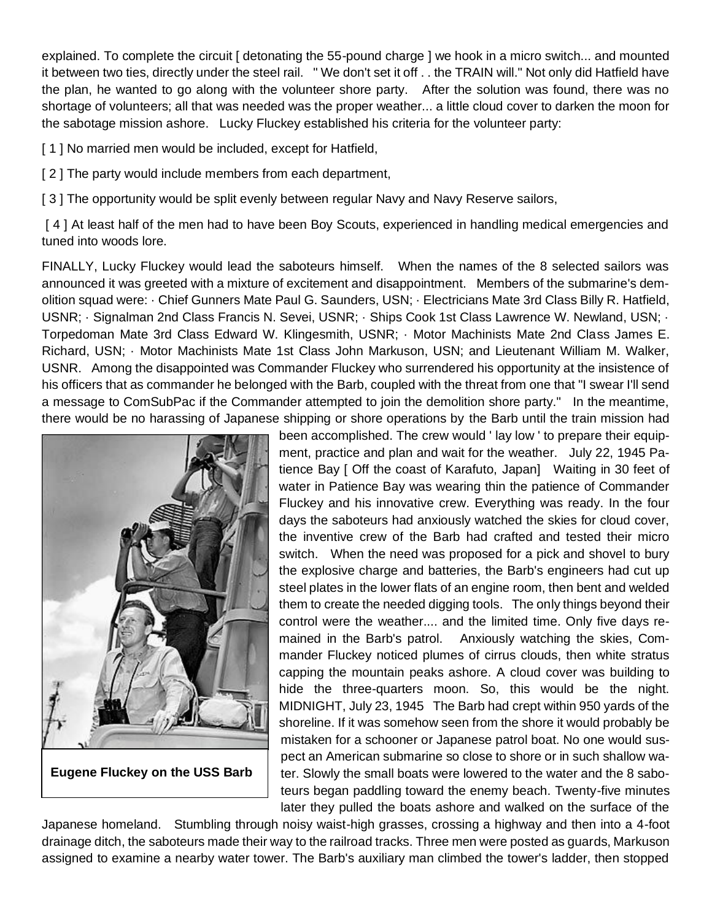explained. To complete the circuit [ detonating the 55-pound charge ] we hook in a micro switch... and mounted it between two ties, directly under the steel rail. " We don't set it off . . the TRAIN will." Not only did Hatfield have the plan, he wanted to go along with the volunteer shore party. After the solution was found, there was no shortage of volunteers; all that was needed was the proper weather... a little cloud cover to darken the moon for the sabotage mission ashore. Lucky Fluckey established his criteria for the volunteer party:

[ 1 ] No married men would be included, except for Hatfield,

[ 2 ] The party would include members from each department,

[ 3 ] The opportunity would be split evenly between regular Navy and Navy Reserve sailors,

[ 4 ] At least half of the men had to have been Boy Scouts, experienced in handling medical emergencies and tuned into woods lore.

FINALLY, Lucky Fluckey would lead the saboteurs himself. When the names of the 8 selected sailors was announced it was greeted with a mixture of excitement and disappointment. Members of the submarine's demolition squad were: · Chief Gunners Mate Paul G. Saunders, USN; · Electricians Mate 3rd Class Billy R. Hatfield, USNR; · Signalman 2nd Class Francis N. Sevei, USNR; · Ships Cook 1st Class Lawrence W. Newland, USN; · Torpedoman Mate 3rd Class Edward W. Klingesmith, USNR; · Motor Machinists Mate 2nd Class James E. Richard, USN; · Motor Machinists Mate 1st Class John Markuson, USN; and Lieutenant William M. Walker, USNR. Among the disappointed was Commander Fluckey who surrendered his opportunity at the insistence of his officers that as commander he belonged with the Barb, coupled with the threat from one that "I swear I'll send a message to ComSubPac if the Commander attempted to join the demolition shore party." In the meantime, there would be no harassing of Japanese shipping or shore operations by the Barb until the train mission had been accomplished. The crew would ' lay low ' to prepare their equipment, practice and plan and wait for the weather. July 22, 1945 Patience Bay [ Off the coast of Karafuto, Japan] Waiting in 30 feet of water in Patience Bay was wearing thin the patience of Commander Fluckey and his innovative crew. Everything was ready. In the four days the saboteurs had anxiously watched the skies for cloud cover, the inventive crew of the Barb had crafted and tested their micro switch. When the need was proposed for a pick and shovel to bury the explosive charge and batteries, the Barb's engineers had cut up steel plates in the lower flats of an engine room, then bent and welded them to create the needed digging tools. The only things beyond their control were the weather.... and the limited time. Only five days remained in the Barb's patrol. Anxiously watching the skies, Commander Fluckey noticed plumes of cirrus clouds, then white stratus capping the mountain peaks ashore. A cloud cover was building to hide the three-quarters moon. So, this would be the night. MIDNIGHT, July 23, 1945 The Barb had crept within 950 yards of the shoreline. If it was somehow seen from the shore it would probably be mistaken for a schooner or Japanese patrol boat. No one would suspect an American submarine so close to shore or in such shallow water. Slowly the small boats were lowered to the water and the 8 saboteurs began paddling toward the enemy beach. Twenty-five minutes later they pulled the boats ashore and walked on the surface of the Japanese homeland. Stumbling through noisy waist-high grasses, crossing a highway and then into a 4-foot drainage ditch, the saboteurs made their way to the railroad tracks. Three men were posted as guards, Markuson assigned to examine a nearby water tower. The Barb's auxiliary man climbed the tower's ladder, then stopped

**Eugene Fluckey on the USS Barb**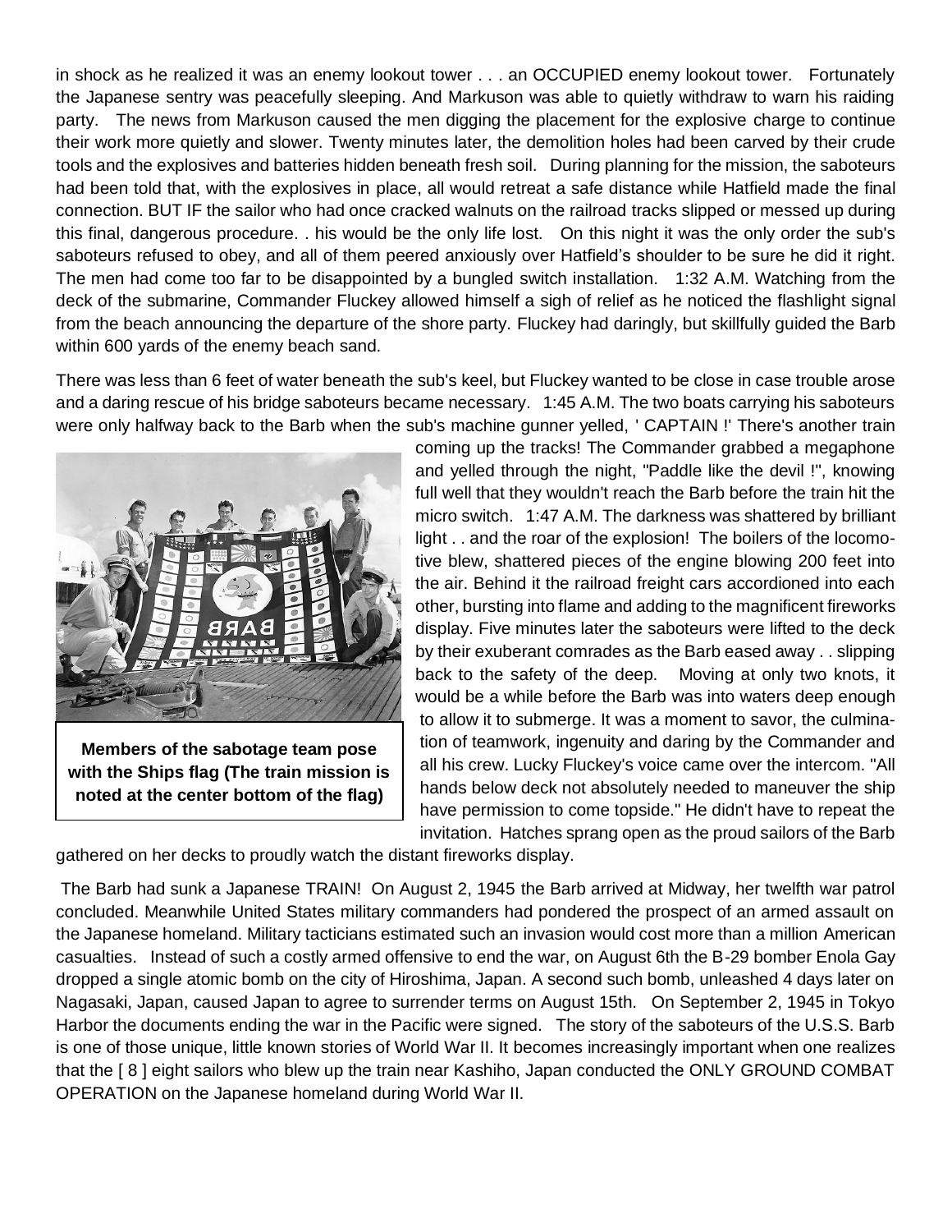in shock as he realized it was an enemy lookout tower . . . an OCCUPIED enemy lookout tower. Fortunately the Japanese sentry was peacefully sleeping. And Markuson was able to quietly withdraw to warn his raiding party. The news from Markuson caused the men digging the placement for the explosive charge to continue their work more quietly and slower. Twenty minutes later, the demolition holes had been carved by their crude tools and the explosives and batteries hidden beneath fresh soil. During planning for the mission, the saboteurs had been told that, with the explosives in place, all would retreat a safe distance while Hatfield made the final connection. BUT IF the sailor who had once cracked walnuts on the railroad tracks slipped or messed up during this final, dangerous procedure. . his would be the only life lost. On this night it was the only order the sub's saboteurs refused to obey, and all of them peered anxiously over Hatfield's shoulder to be sure he did it right. The men had come too far to be disappointed by a bungled switch installation. 1:32 A.M. Watching from the deck of the submarine, Commander Fluckey allowed himself a sigh of relief as he noticed the flashlight signal from the beach announcing the departure of the shore party. Fluckey had daringly, but skillfully guided the Barb within 600 yards of the enemy beach sand.

There was less than 6 feet of water beneath the sub's keel, but Fluckey wanted to be close in case trouble arose and a daring rescue of his bridge saboteurs became necessary. 1:45 A.M. The two boats carrying his saboteurs were only halfway back to the Barb when the sub's machine gunner yelled, ' CAPTAIN !' There's another train coming up the tracks! The Commander grabbed a megaphone and yelled through the night, "Paddle like the devil !", knowing full well that they wouldn't reach the Barb before the train hit the micro switch. 1:47 A.M. The darkness was shattered by brilliant light . . and the roar of the explosion! The boilers of the locomotive blew, shattered pieces of the engine blowing 200 feet into the air. Behind it the railroad freight cars accordioned into each other, bursting into flame and adding to the magnificent fireworks display. Five minutes later the saboteurs were lifted to the deck by their exuberant comrades as the Barb eased away . . slipping back to the safety of the deep. Moving at only two knots, it would be a while before the Barb was into waters deep enough to allow it to submerge. It was a moment to savor, the culmination of teamwork, ingenuity and daring by the Commander and all his crew. Lucky Fluckey's voice came over the intercom. "All hands below deck not absolutely needed to maneuver the ship have permission to come topside." He didn't have to repeat the invitation. Hatches sprang open as the proud sailors of the Barb gathered on her decks to proudly watch the distant fireworks display.

**Members of the sabotage team pose with the Ships flag (The train mission is noted at the center bottom of the flag)**

The Barb had sunk a Japanese TRAIN! On August 2, 1945 the Barb arrived at Midway, her twelfth war patrol concluded. Meanwhile United States military commanders had pondered the prospect of an armed assault on the Japanese homeland. Military tacticians estimated such an invasion would cost more than a million American casualties. Instead of such a costly armed offensive to end the war, on August 6th the B-29 bomber Enola Gay dropped a single atomic bomb on the city of Hiroshima, Japan. A second such bomb, unleashed 4 days later on Nagasaki, Japan, caused Japan to agree to surrender terms on August 15th. On September 2, 1945 in Tokyo Harbor the documents ending the war in the Pacific were signed. The story of the saboteurs of the U.S.S. Barb is one of those unique, little known stories of World War II. It becomes increasingly important when one realizes that the [ 8 ] eight sailors who blew up the train near Kashiho, Japan conducted the ONLY GROUND COMBAT OPERATION on the Japanese homeland during World War II.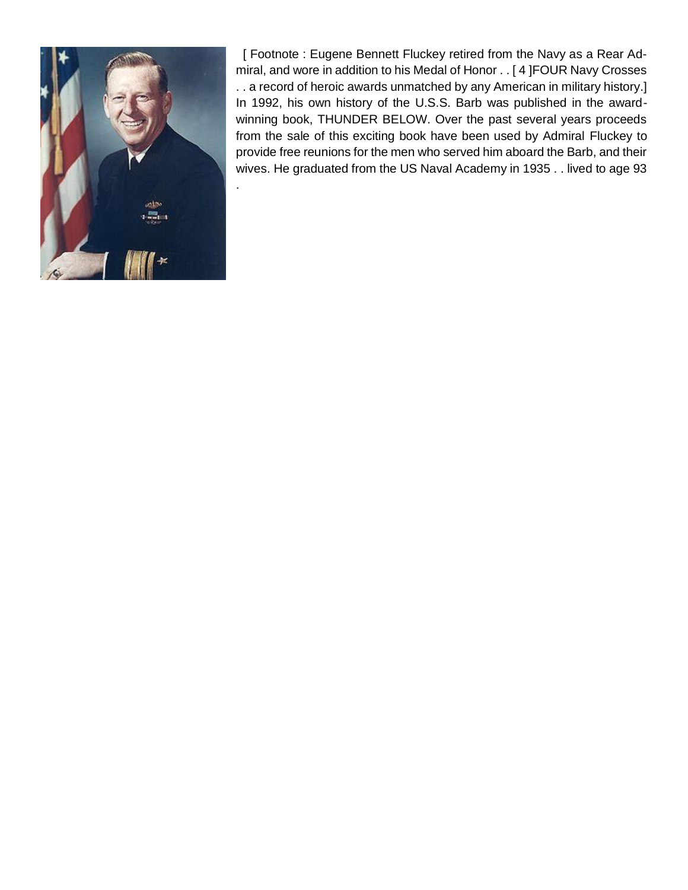[ Footnote : Eugene Bennett Fluckey retired from the Navy as a Rear Admiral, and wore in addition to his Medal of Honor . . [ 4 ]FOUR Navy Crosses . . a record of heroic awards unmatched by any American in military history.] In 1992, his own history of the U.S.S. Barb was published in the award-winning book, THUNDER BELOW. Over the past several years proceeds from the sale of this exciting book have been used by Admiral Fluckey to provide free reunions for the men who served him aboard the Barb, and their wives. He graduated from the US Naval Academy in 1935 . . lived to age 93 .